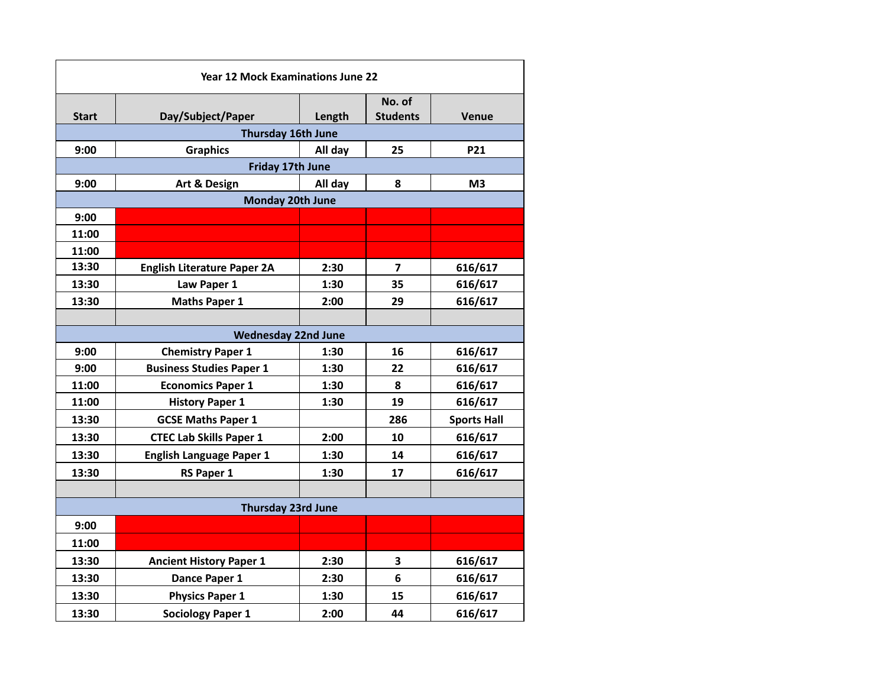| Year 12 Mock Examinations June 22 | | | | |
|---|---|---|---|---|
| **Start** | **Day/Subject/Paper** | **Length** | **No. of Students** | **Venue** |
| | **Thursday 16th June** | | | |
| 9:00 | Graphics | All day | 25 | P21 |
| | **Friday 17th June** | | | |
| 9:00 | Art & Design | All day | 8 | M3 |
| | **Monday 20th June** | | | |
| 9:00 | | | | |
| 11:00 | | | | |
| 11:00 | | | | |
| 13:30 | English Literature Paper 2A | 2:30 | 7 | 616/617 |
| 13:30 | Law Paper 1 | 1:30 | 35 | 616/617 |
| 13:30 | Maths Paper 1 | 2:00 | 29 | 616/617 |
| | | | | |
| | **Wednesday 22nd June** | | | |
| 9:00 | Chemistry Paper 1 | 1:30 | 16 | 616/617 |
| 9:00 | Business Studies Paper 1 | 1:30 | 22 | 616/617 |
| 11:00 | Economics Paper 1 | 1:30 | 8 | 616/617 |
| 11:00 | History Paper 1 | 1:30 | 19 | 616/617 |
| 13:30 | GCSE Maths Paper 1 | | 286 | Sports Hall |
| 13:30 | CTEC Lab Skills Paper 1 | 2:00 | 10 | 616/617 |
| 13:30 | English Language Paper 1 | 1:30 | 14 | 616/617 |
| 13:30 | RS Paper 1 | 1:30 | 17 | 616/617 |
| | | | | |
| | **Thursday 23rd June** | | | |
| 9:00 | | | | |
| 11:00 | | | | |
| 13:30 | Ancient History Paper 1 | 2:30 | 3 | 616/617 |
| 13:30 | Dance Paper 1 | 2:30 | 6 | 616/617 |
| 13:30 | Physics Paper 1 | 1:30 | 15 | 616/617 |
| 13:30 | Sociology Paper 1 | 2:00 | 44 | 616/617 |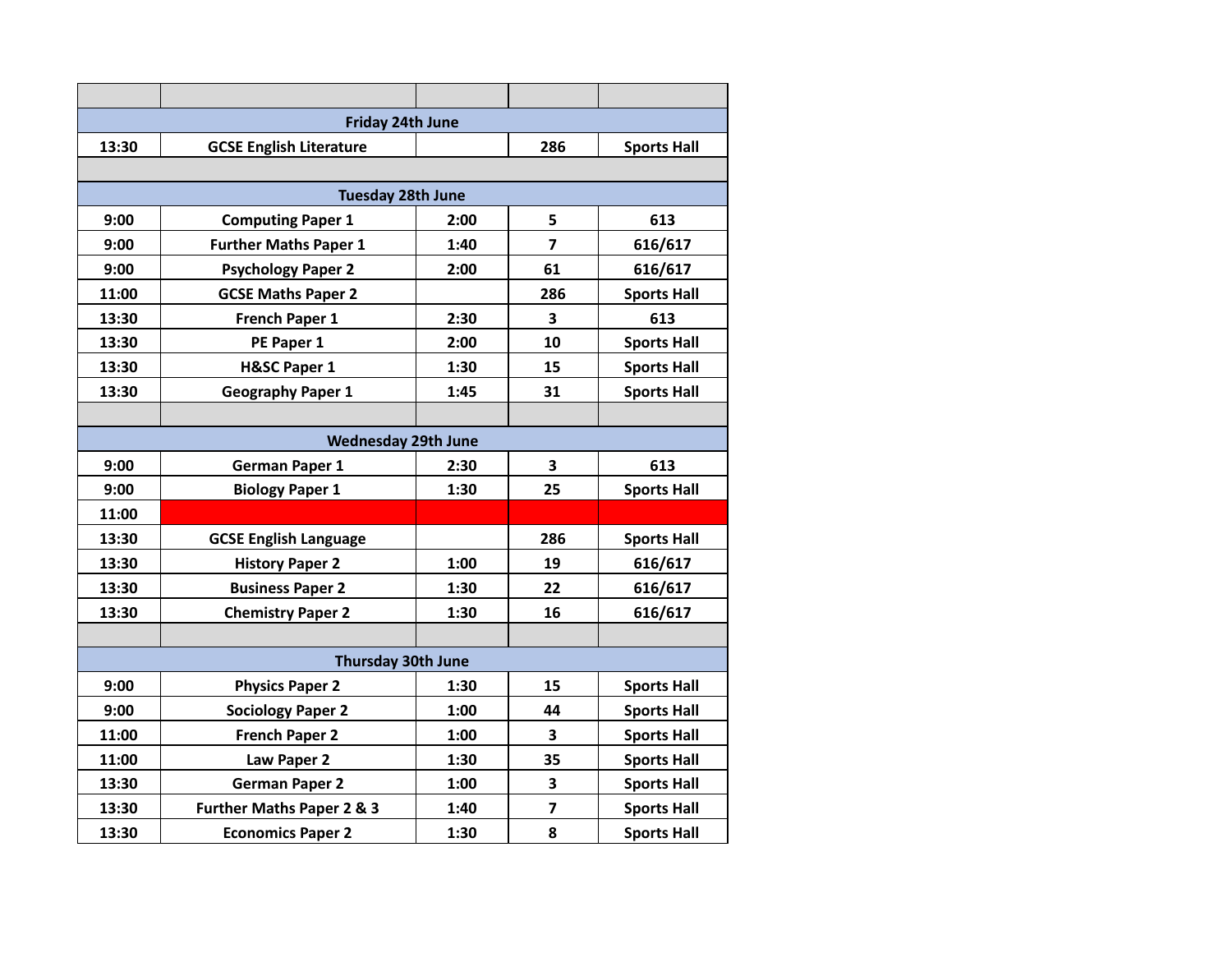| | | | | |
|---|---|---|---|---|
| **Friday 24th June** | | | | |
| **13:30** | **GCSE English Literature** | | **286** | **Sports Hall** |
| | | | | |
| **Tuesday 28th June** | | | | |
| **9:00** | **Computing Paper 1** | **2:00** | **5** | **613** |
| **9:00** | **Further Maths Paper 1** | **1:40** | **7** | **616/617** |
| **9:00** | **Psychology Paper 2** | **2:00** | **61** | **616/617** |
| **11:00** | **GCSE Maths Paper 2** | | **286** | **Sports Hall** |
| **13:30** | **French Paper 1** | **2:30** | **3** | **613** |
| **13:30** | **PE Paper 1** | **2:00** | **10** | **Sports Hall** |
| **13:30** | **H&SC Paper 1** | **1:30** | **15** | **Sports Hall** |
| **13:30** | **Geography Paper 1** | **1:45** | **31** | **Sports Hall** |
| | | | | |
| **Wednesday 29th June** | | | | |
| **9:00** | **German Paper 1** | **2:30** | **3** | **613** |
| **9:00** | **Biology Paper 1** | **1:30** | **25** | **Sports Hall** |
| **11:00** | | | | |
| **13:30** | **GCSE English Language** | | **286** | **Sports Hall** |
| **13:30** | **History Paper 2** | **1:00** | **19** | **616/617** |
| **13:30** | **Business Paper 2** | **1:30** | **22** | **616/617** |
| **13:30** | **Chemistry Paper 2** | **1:30** | **16** | **616/617** |
| | | | | |
| **Thursday 30th June** | | | | |
| **9:00** | **Physics Paper 2** | **1:30** | **15** | **Sports Hall** |
| **9:00** | **Sociology Paper 2** | **1:00** | **44** | **Sports Hall** |
| **11:00** | **French Paper 2** | **1:00** | **3** | **Sports Hall** |
| **11:00** | **Law Paper 2** | **1:30** | **35** | **Sports Hall** |
| **13:30** | **German Paper 2** | **1:00** | **3** | **Sports Hall** |
| **13:30** | **Further Maths Paper 2 & 3** | **1:40** | **7** | **Sports Hall** |
| **13:30** | **Economics Paper 2** | **1:30** | **8** | **Sports Hall** |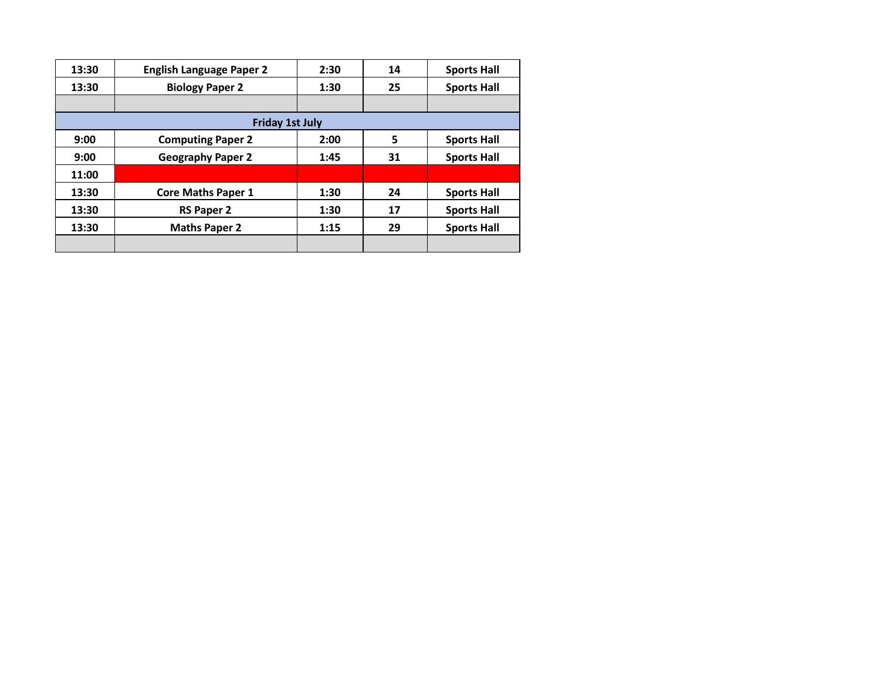| | | | | |
|---|---|---|---|---|
| 13:30 | English Language Paper 2 | 2:30 | 14 | Sports Hall |
| 13:30 | Biology Paper 2 | 1:30 | 25 | Sports Hall |
| | | | | |
| Friday 1st July | | | | |
| 9:00 | Computing Paper 2 | 2:00 | 5 | Sports Hall |
| 9:00 | Geography Paper 2 | 1:45 | 31 | Sports Hall |
| 11:00 | | | | |
| 13:30 | Core Maths Paper 1 | 1:30 | 24 | Sports Hall |
| 13:30 | RS Paper 2 | 1:30 | 17 | Sports Hall |
| 13:30 | Maths Paper 2 | 1:15 | 29 | Sports Hall |
| | | | | |